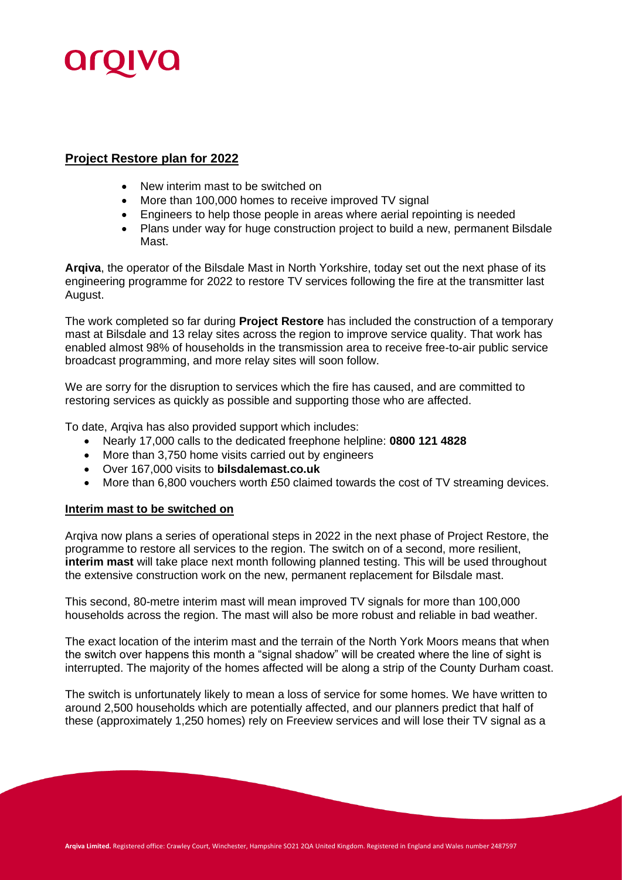## Project Restore plan for 2022

- New interim mast to be switched on
- More than 100,000 homes to receive improved TV signal
- Engineers to help those people in areas where aerial repointing is needed
- Plans under way for huge construction project to build a new, permanent Bilsdale Mast.

**Arqiva**, the operator of the Bilsdale Mast in North Yorkshire, today set out the next phase of its engineering programme for 2022 to restore TV services following the fire at the transmitter last August.

The work completed so far during **Project Restore** has included the construction of a temporary mast at Bilsdale and 13 relay sites across the region to improve service quality. That work has enabled almost 98% of households in the transmission area to receive free-to-air public service broadcast programming, and more relay sites will soon follow.

We are sorry for the disruption to services which the fire has caused, and are committed to restoring services as quickly as possible and supporting those who are affected.

To date, Arqiva has also provided support which includes:

- Nearly 17,000 calls to the dedicated freephone helpline: **0800 121 4828**
- More than 3,750 home visits carried out by engineers
- Over 167,000 visits to **bilsdalemast.co.uk**
- More than 6,800 vouchers worth £50 claimed towards the cost of TV streaming devices.

### Interim mast to be switched on

Arqiva now plans a series of operational steps in 2022 in the next phase of Project Restore, the programme to restore all services to the region. The switch on of a second, more resilient, **interim mast** will take place next month following planned testing. This will be used throughout the extensive construction work on the new, permanent replacement for Bilsdale mast.

This second, 80-metre interim mast will mean improved TV signals for more than 100,000 households across the region. The mast will also be more robust and reliable in bad weather.

The exact location of the interim mast and the terrain of the North York Moors means that when the switch over happens this month a "signal shadow" will be created where the line of sight is interrupted. The majority of the homes affected will be along a strip of the County Durham coast.

The switch is unfortunately likely to mean a loss of service for some homes. We have written to around 2,500 households which are potentially affected, and our planners predict that half of these (approximately 1,250 homes) rely on Freeview services and will lose their TV signal as a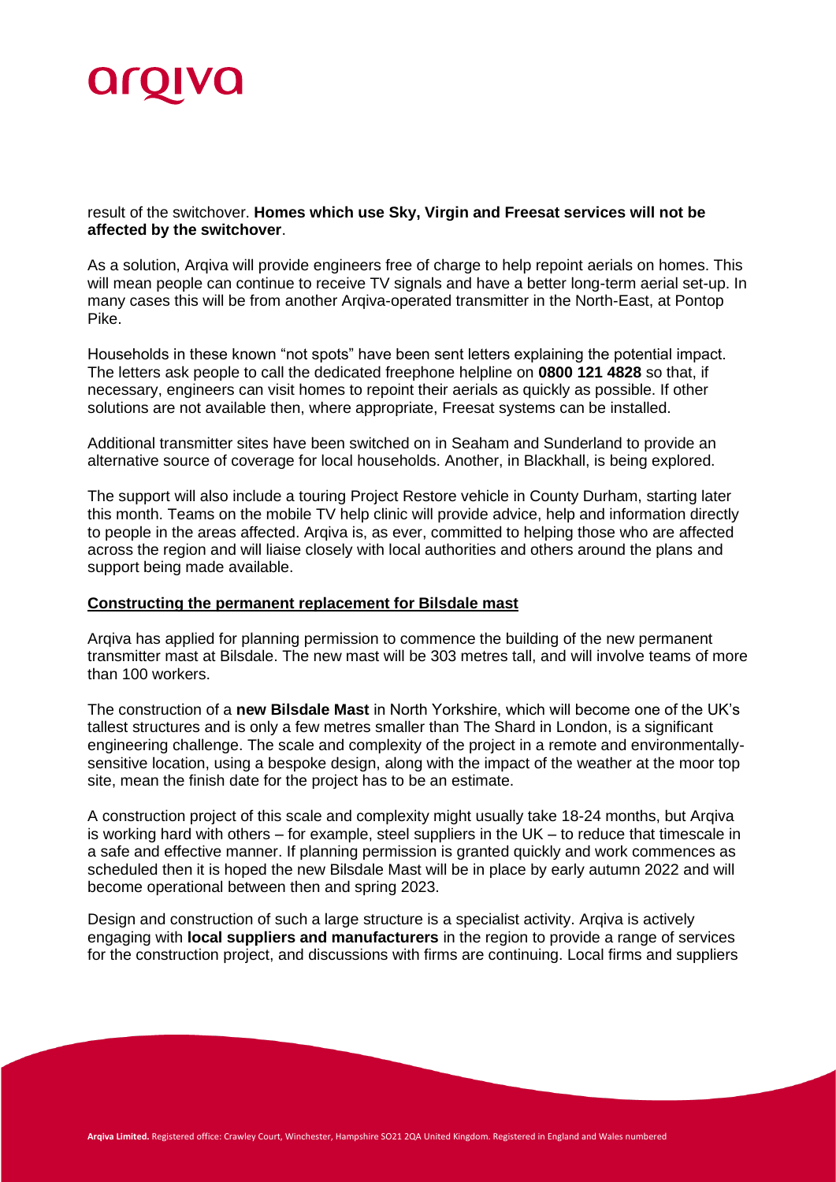result of the switchover. **Homes which use Sky, Virgin and Freesat services will not be affected by the switchover**.

As a solution, Arqiva will provide engineers free of charge to help repoint aerials on homes. This will mean people can continue to receive TV signals and have a better long-term aerial set-up. In many cases this will be from another Arqiva-operated transmitter in the North-East, at Pontop Pike.

Households in these known "not spots" have been sent letters explaining the potential impact. The letters ask people to call the dedicated freephone helpline on **0800 121 4828** so that, if necessary, engineers can visit homes to repoint their aerials as quickly as possible. If other solutions are not available then, where appropriate, Freesat systems can be installed.

Additional transmitter sites have been switched on in Seaham and Sunderland to provide an alternative source of coverage for local households. Another, in Blackhall, is being explored.

The support will also include a touring Project Restore vehicle in County Durham, starting later this month. Teams on the mobile TV help clinic will provide advice, help and information directly to people in the areas affected. Arqiva is, as ever, committed to helping those who are affected across the region and will liaise closely with local authorities and others around the plans and support being made available.

**Constructing the permanent replacement for Bilsdale mast**

Arqiva has applied for planning permission to commence the building of the new permanent transmitter mast at Bilsdale. The new mast will be 303 metres tall, and will involve teams of more than 100 workers.

The construction of a **new Bilsdale Mast** in North Yorkshire, which will become one of the UK's tallest structures and is only a few metres smaller than The Shard in London, is a significant engineering challenge. The scale and complexity of the project in a remote and environmentally-sensitive location, using a bespoke design, along with the impact of the weather at the moor top site, mean the finish date for the project has to be an estimate.

A construction project of this scale and complexity might usually take 18-24 months, but Arqiva is working hard with others – for example, steel suppliers in the UK – to reduce that timescale in a safe and effective manner. If planning permission is granted quickly and work commences as scheduled then it is hoped the new Bilsdale Mast will be in place by early autumn 2022 and will become operational between then and spring 2023.

Design and construction of such a large structure is a specialist activity. Arqiva is actively engaging with **local suppliers and manufacturers** in the region to provide a range of services for the construction project, and discussions with firms are continuing. Local firms and suppliers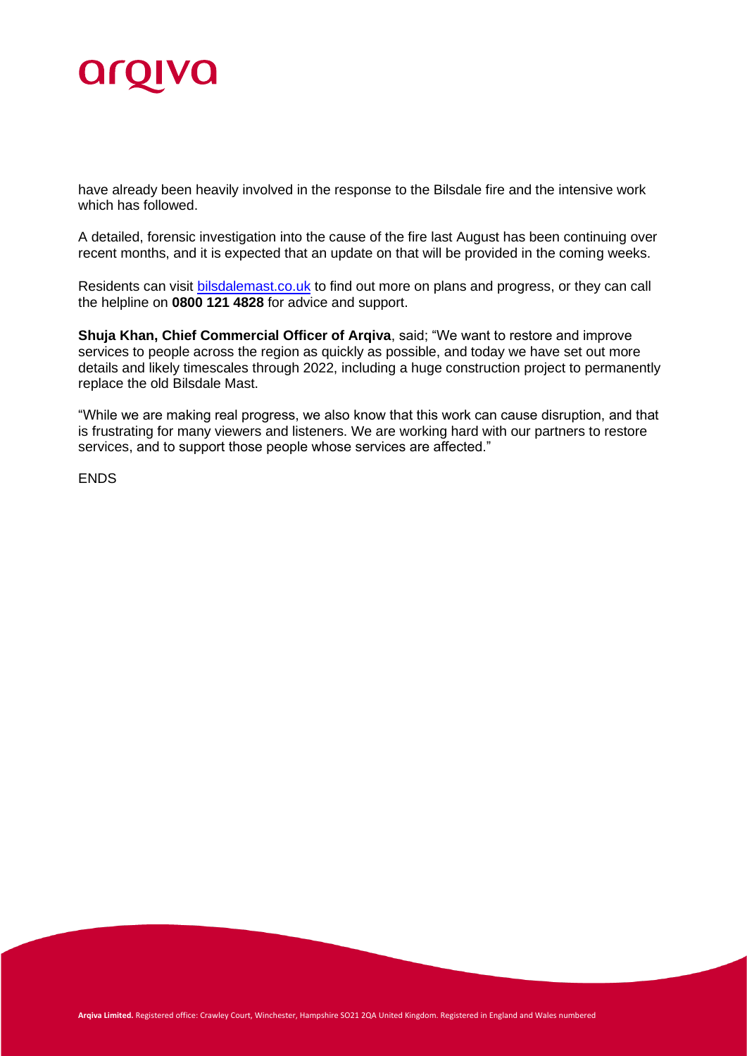have already been heavily involved in the response to the Bilsdale fire and the intensive work which has followed.

A detailed, forensic investigation into the cause of the fire last August has been continuing over recent months, and it is expected that an update on that will be provided in the coming weeks.

Residents can visit [bilsdalemast.co.uk](bilsdalemast.co.uk) to find out more on plans and progress, or they can call the helpline on **0800 121 4828** for advice and support.

**Shuja Khan, Chief Commercial Officer of Arqiva**, said; "We want to restore and improve services to people across the region as quickly as possible, and today we have set out more details and likely timescales through 2022, including a huge construction project to permanently replace the old Bilsdale Mast.

"While we are making real progress, we also know that this work can cause disruption, and that is frustrating for many viewers and listeners. We are working hard with our partners to restore services, and to support those people whose services are affected."

ENDS